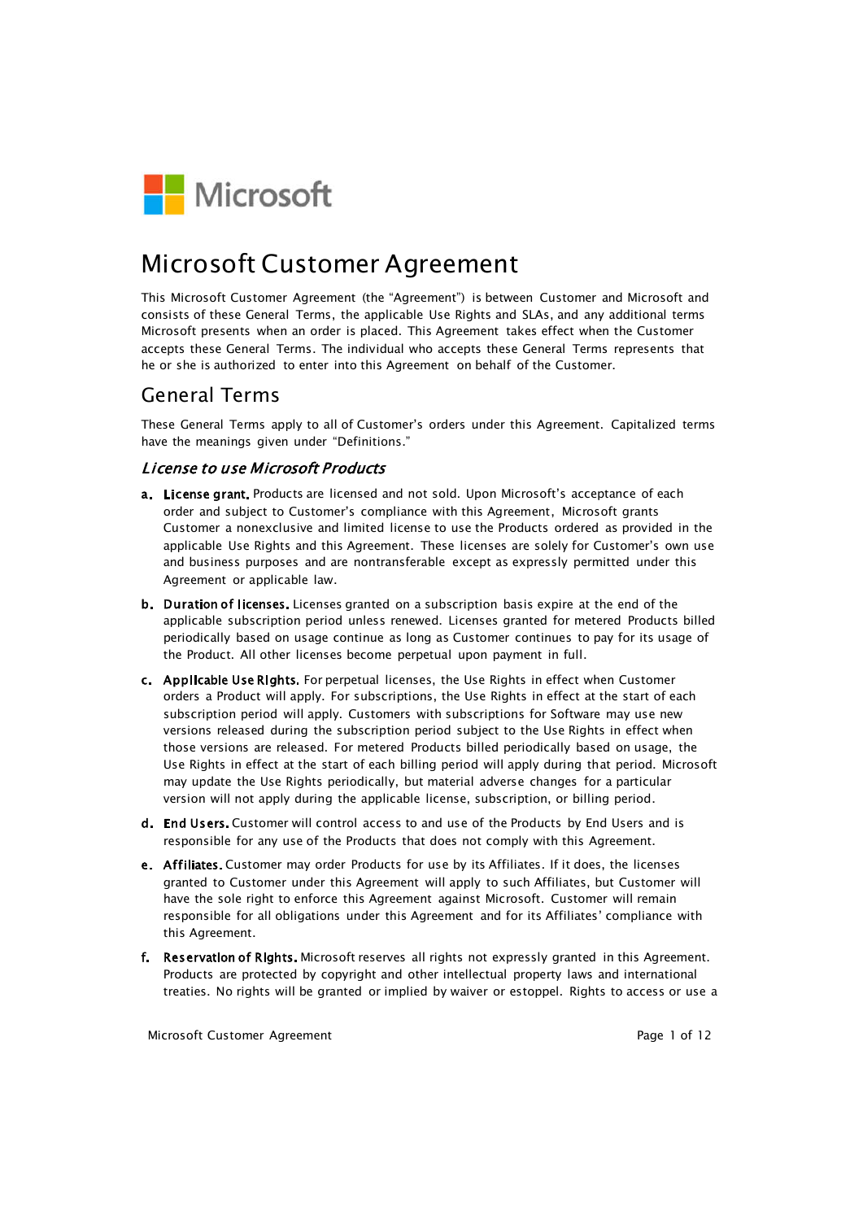Microsoft

# Microsoft Customer Agreement

This Microsoft Customer Agreement (the "Agreement") is between Customer and Microsoft and consists of these General Terms, the applicable Use Rights and SLAs, and any additional terms Microsoft presents when an order is placed. This Agreement takes effect when the Customer accepts these General Terms. The individual who accepts these General Terms represents that he or she is authorized to enter into this Agreement on behalf of the Customer.

## General Terms

These General Terms apply to all of Customer's orders under this Agreement. Capitalized terms have the meanings given under "Definitions."

### *License to use Microsoft Products*

a. **License grant.** Products are licensed and not sold. Upon Microsoft's acceptance of each order and subject to Customer's compliance with this Agreement, Microsoft grants Customer a nonexclusive and limited license to use the Products ordered as provided in the applicable Use Rights and this Agreement. These licenses are solely for Customer's own use and business purposes and are nontransferable except as expressly permitted under this Agreement or applicable law.

b. **Duration of licenses.** Licenses granted on a subscription basis expire at the end of the applicable subscription period unless renewed. Licenses granted for metered Products billed periodically based on usage continue as long as Customer continues to pay for its usage of the Product. All other licenses become perpetual upon payment in full.

c. **Applicable Use Rights.** For perpetual licenses, the Use Rights in effect when Customer orders a Product will apply. For subscriptions, the Use Rights in effect at the start of each subscription period will apply. Customers with subscriptions for Software may use new versions released during the subscription period subject to the Use Rights in effect when those versions are released. For metered Products billed periodically based on usage, the Use Rights in effect at the start of each billing period will apply during that period. Microsoft may update the Use Rights periodically, but material adverse changes for a particular version will not apply during the applicable license, subscription, or billing period.

d. **End Users.** Customer will control access to and use of the Products by End Users and is responsible for any use of the Products that does not comply with this Agreement.

e. **Affiliates.** Customer may order Products for use by its Affiliates. If it does, the licenses granted to Customer under this Agreement will apply to such Affiliates, but Customer will have the sole right to enforce this Agreement against Microsoft. Customer will remain responsible for all obligations under this Agreement and for its Affiliates' compliance with this Agreement.

f. **Reservation of Rights.** Microsoft reserves all rights not expressly granted in this Agreement. Products are protected by copyright and other intellectual property laws and international treaties. No rights will be granted or implied by waiver or estoppel. Rights to access or use a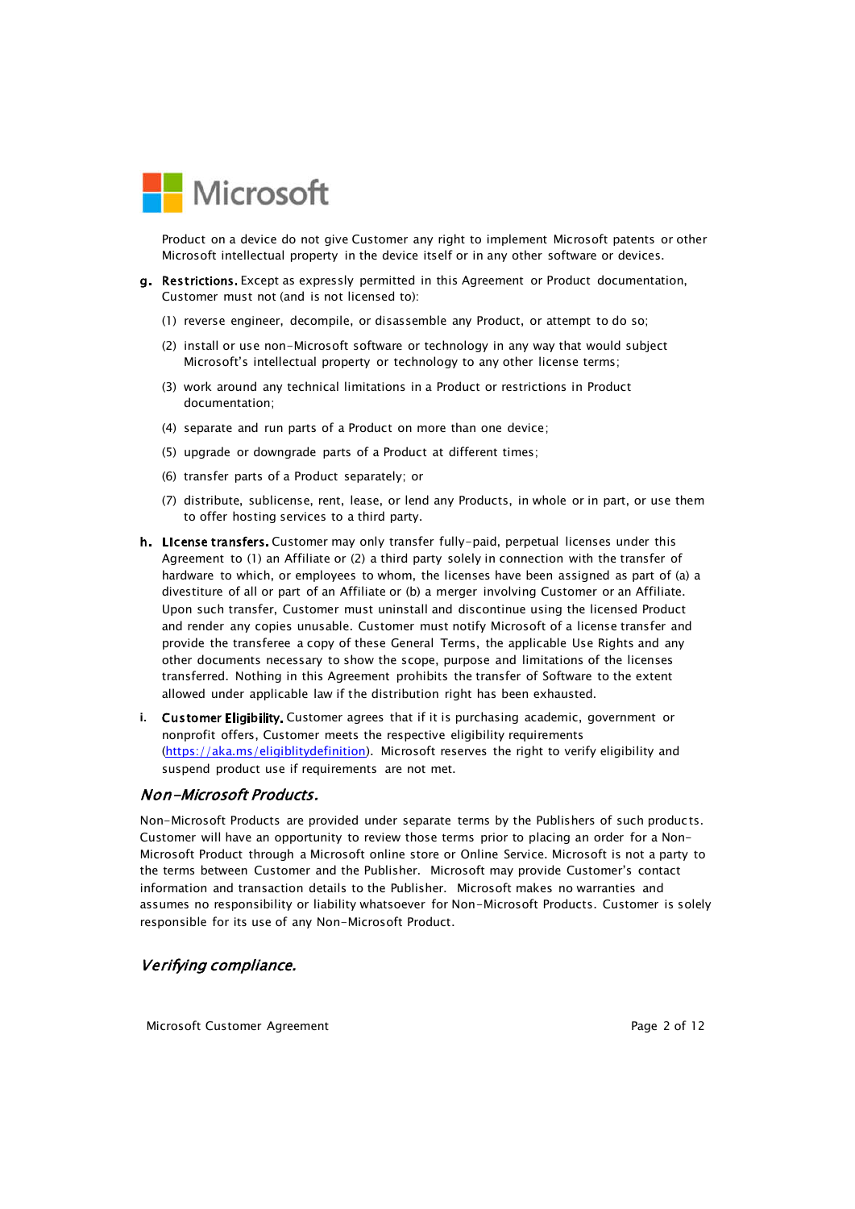Product on a device do not give Customer any right to implement Microsoft patents or other Microsoft intellectual property in the device itself or in any other software or devices.

**g. Restrictions.** Except as expressly permitted in this Agreement or Product documentation, Customer must not (and is not licensed to):

(1) reverse engineer, decompile, or disassemble any Product, or attempt to do so;

(2) install or use non-Microsoft software or technology in any way that would subject Microsoft's intellectual property or technology to any other license terms;

(3) work around any technical limitations in a Product or restrictions in Product documentation;

(4) separate and run parts of a Product on more than one device;

(5) upgrade or downgrade parts of a Product at different times;

(6) transfer parts of a Product separately; or

(7) distribute, sublicense, rent, lease, or lend any Products, in whole or in part, or use them to offer hosting services to a third party.

**h. LIcense transfers.** Customer may only transfer fully-paid, perpetual licenses under this Agreement to (1) an Affiliate or (2) a third party solely in connection with the transfer of hardware to which, or employees to whom, the licenses have been assigned as part of (a) a divestiture of all or part of an Affiliate or (b) a merger involving Customer or an Affiliate. Upon such transfer, Customer must uninstall and discontinue using the licensed Product and render any copies unusable. Customer must notify Microsoft of a license transfer and provide the transferee a copy of these General Terms, the applicable Use Rights and any other documents necessary to show the scope, purpose and limitations of the licenses transferred. Nothing in this Agreement prohibits the transfer of Software to the extent allowed under applicable law if the distribution right has been exhausted.

**i. Customer Eligibility.** Customer agrees that if it is purchasing academic, government or nonprofit offers, Customer meets the respective eligibility requirements (https://aka.ms/eligiblitydefinition). Microsoft reserves the right to verify eligibility and suspend product use if requirements are not met.

### *Non-Microsoft Products.*

Non-Microsoft Products are provided under separate terms by the Publishers of such products. Customer will have an opportunity to review those terms prior to placing an order for a Non-Microsoft Product through a Microsoft online store or Online Service. Microsoft is not a party to the terms between Customer and the Publisher. Microsoft may provide Customer's contact information and transaction details to the Publisher. Microsoft makes no warranties and assumes no responsibility or liability whatsoever for Non-Microsoft Products. Customer is solely responsible for its use of any Non-Microsoft Product.

### *Verifying compliance.*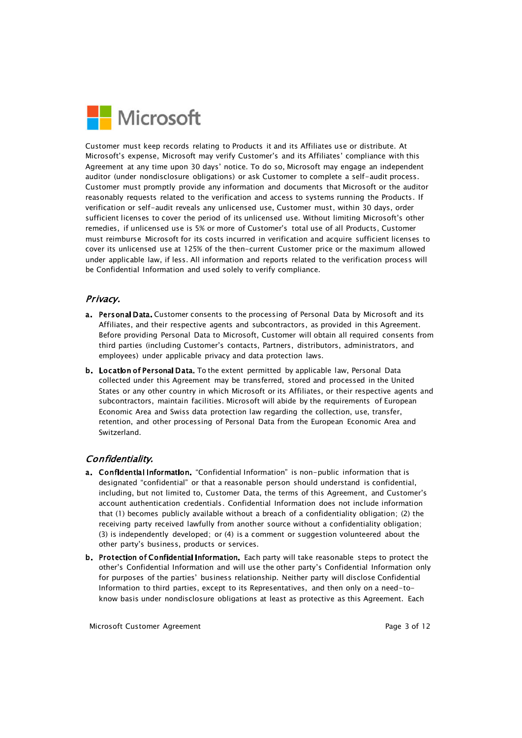Customer must keep records relating to Products it and its Affiliates use or distribute. At Microsoft's expense, Microsoft may verify Customer's and its Affiliates' compliance with this Agreement at any time upon 30 days' notice. To do so, Microsoft may engage an independent auditor (under nondisclosure obligations) or ask Customer to complete a self-audit process. Customer must promptly provide any information and documents that Microsoft or the auditor reasonably requests related to the verification and access to systems running the Products. If verification or self-audit reveals any unlicensed use, Customer must, within 30 days, order sufficient licenses to cover the period of its unlicensed use. Without limiting Microsoft's other remedies, if unlicensed use is 5% or more of Customer's total use of all Products, Customer must reimburse Microsoft for its costs incurred in verification and acquire sufficient licenses to cover its unlicensed use at 125% of the then-current Customer price or the maximum allowed under applicable law, if less. All information and reports related to the verification process will be Confidential Information and used solely to verify compliance.

### *Privacy.*

**a. Personal Data.** Customer consents to the processing of Personal Data by Microsoft and its Affiliates, and their respective agents and subcontractors, as provided in this Agreement. Before providing Personal Data to Microsoft, Customer will obtain all required consents from third parties (including Customer's contacts, Partners, distributors, administrators, and employees) under applicable privacy and data protection laws.

**b. Location of Personal Data.** To the extent permitted by applicable law, Personal Data collected under this Agreement may be transferred, stored and processed in the United States or any other country in which Microsoft or its Affiliates, or their respective agents and subcontractors, maintain facilities. Microsoft will abide by the requirements of European Economic Area and Swiss data protection law regarding the collection, use, transfer, retention, and other processing of Personal Data from the European Economic Area and Switzerland.

### *Confidentiality.*

**a. Confidential Information.** "Confidential Information" is non-public information that is designated "confidential" or that a reasonable person should understand is confidential, including, but not limited to, Customer Data, the terms of this Agreement, and Customer's account authentication credentials. Confidential Information does not include information that (1) becomes publicly available without a breach of a confidentiality obligation; (2) the receiving party received lawfully from another source without a confidentiality obligation; (3) is independently developed; or (4) is a comment or suggestion volunteered about the other party's business, products or services.

**b. Protection of Confidential Information.** Each party will take reasonable steps to protect the other's Confidential Information and will use the other party's Confidential Information only for purposes of the parties' business relationship. Neither party will disclose Confidential Information to third parties, except to its Representatives, and then only on a need-to-know basis under nondisclosure obligations at least as protective as this Agreement. Each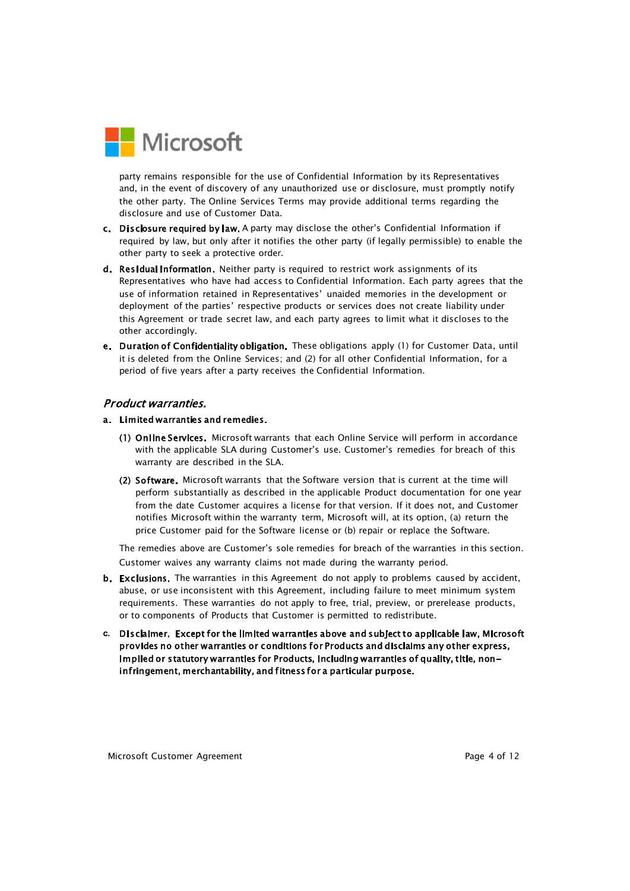party remains responsible for the use of Confidential Information by its Representatives and, in the event of discovery of any unauthorized use or disclosure, must promptly notify the other party. The Online Services Terms may provide additional terms regarding the disclosure and use of Customer Data.

c. **Disclosure required by law.** A party may disclose the other's Confidential Information if required by law, but only after it notifies the other party (if legally permissible) to enable the other party to seek a protective order.

d. **Residual Information.** Neither party is required to restrict work assignments of its Representatives who have had access to Confidential Information. Each party agrees that the use of information retained in Representatives' unaided memories in the development or deployment of the parties' respective products or services does not create liability under this Agreement or trade secret law, and each party agrees to limit what it discloses to the other accordingly.

e. **Duration of Confidentiality obligation.** These obligations apply (1) for Customer Data, until it is deleted from the Online Services; and (2) for all other Confidential Information, for a period of five years after a party receives the Confidential Information.

## *Product warranties.*

a. **Limited warranties and remedies.**

   (1) **Online Services.** Microsoft warrants that each Online Service will perform in accordance with the applicable SLA during Customer's use. Customer's remedies for breach of this warranty are described in the SLA.

   (2) **Software.** Microsoft warrants that the Software version that is current at the time will perform substantially as described in the applicable Product documentation for one year from the date Customer acquires a license for that version. If it does not, and Customer notifies Microsoft within the warranty term, Microsoft will, at its option, (a) return the price Customer paid for the Software license or (b) repair or replace the Software.

   The remedies above are Customer's sole remedies for breach of the warranties in this section. Customer waives any warranty claims not made during the warranty period.

b. **Exclusions.** The warranties in this Agreement do not apply to problems caused by accident, abuse, or use inconsistent with this Agreement, including failure to meet minimum system requirements. These warranties do not apply to free, trial, preview, or prerelease products, or to components of Products that Customer is permitted to redistribute.

c. **Disclaimer. Except for the limited warranties above and subject to applicable law, Microsoft provides no other warranties or conditions for Products and disclaims any other express, implied or statutory warranties for Products, including warranties of quality, title, non-infringement, merchantability, and fitness for a particular purpose.**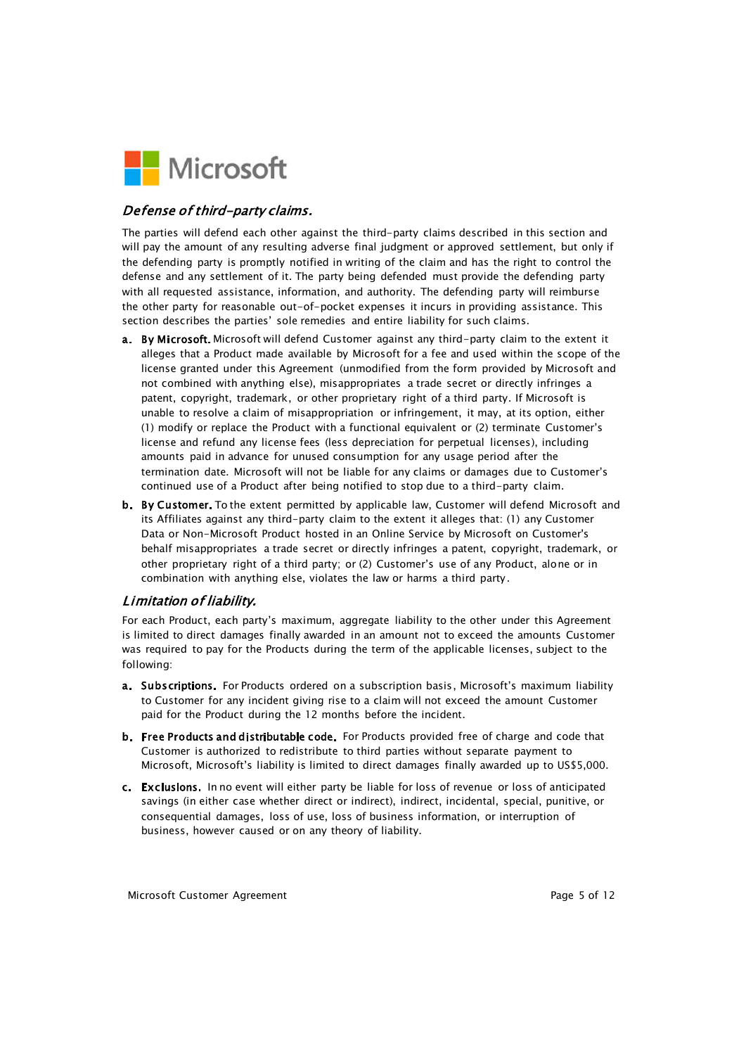### *Defense of third-party claims.*

The parties will defend each other against the third-party claims described in this section and will pay the amount of any resulting adverse final judgment or approved settlement, but only if the defending party is promptly notified in writing of the claim and has the right to control the defense and any settlement of it. The party being defended must provide the defending party with all requested assistance, information, and authority. The defending party will reimburse the other party for reasonable out-of-pocket expenses it incurs in providing assistance. This section describes the parties' sole remedies and entire liability for such claims.

a. **By Microsoft.** Microsoft will defend Customer against any third-party claim to the extent it alleges that a Product made available by Microsoft for a fee and used within the scope of the license granted under this Agreement (unmodified from the form provided by Microsoft and not combined with anything else), misappropriates a trade secret or directly infringes a patent, copyright, trademark, or other proprietary right of a third party. If Microsoft is unable to resolve a claim of misappropriation or infringement, it may, at its option, either (1) modify or replace the Product with a functional equivalent or (2) terminate Customer's license and refund any license fees (less depreciation for perpetual licenses), including amounts paid in advance for unused consumption for any usage period after the termination date. Microsoft will not be liable for any claims or damages due to Customer's continued use of a Product after being notified to stop due to a third-party claim.

b. **By Customer.** To the extent permitted by applicable law, Customer will defend Microsoft and its Affiliates against any third-party claim to the extent it alleges that: (1) any Customer Data or Non-Microsoft Product hosted in an Online Service by Microsoft on Customer's behalf misappropriates a trade secret or directly infringes a patent, copyright, trademark, or other proprietary right of a third party; or (2) Customer's use of any Product, alone or in combination with anything else, violates the law or harms a third party.

### *Limitation of liability.*

For each Product, each party's maximum, aggregate liability to the other under this Agreement is limited to direct damages finally awarded in an amount not to exceed the amounts Customer was required to pay for the Products during the term of the applicable licenses, subject to the following:

a. **Subscriptions.** For Products ordered on a subscription basis, Microsoft's maximum liability to Customer for any incident giving rise to a claim will not exceed the amount Customer paid for the Product during the 12 months before the incident.

b. **Free Products and distributable code.** For Products provided free of charge and code that Customer is authorized to redistribute to third parties without separate payment to Microsoft, Microsoft's liability is limited to direct damages finally awarded up to US$5,000.

c. **Exclusions.** In no event will either party be liable for loss of revenue or loss of anticipated savings (in either case whether direct or indirect), indirect, incidental, special, punitive, or consequential damages, loss of use, loss of business information, or interruption of business, however caused or on any theory of liability.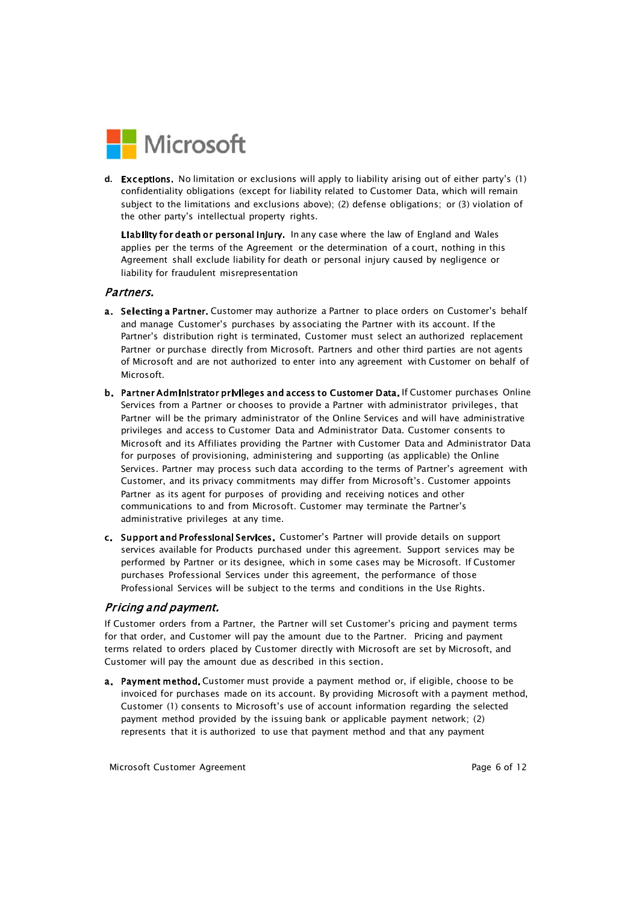d. **Exceptions.** No limitation or exclusions will apply to liability arising out of either party's (1) confidentiality obligations (except for liability related to Customer Data, which will remain subject to the limitations and exclusions above); (2) defense obligations; or (3) violation of the other party's intellectual property rights.

**Liability for death or personal injury.** In any case where the law of England and Wales applies per the terms of the Agreement or the determination of a court, nothing in this Agreement shall exclude liability for death or personal injury caused by negligence or liability for fraudulent misrepresentation

### *Partners.*

a. **Selecting a Partner.** Customer may authorize a Partner to place orders on Customer's behalf and manage Customer's purchases by associating the Partner with its account. If the Partner's distribution right is terminated, Customer must select an authorized replacement Partner or purchase directly from Microsoft. Partners and other third parties are not agents of Microsoft and are not authorized to enter into any agreement with Customer on behalf of Microsoft.

b. **Partner Administrator privileges and access to Customer Data.** If Customer purchases Online Services from a Partner or chooses to provide a Partner with administrator privileges, that Partner will be the primary administrator of the Online Services and will have administrative privileges and access to Customer Data and Administrator Data. Customer consents to Microsoft and its Affiliates providing the Partner with Customer Data and Administrator Data for purposes of provisioning, administering and supporting (as applicable) the Online Services. Partner may process such data according to the terms of Partner's agreement with Customer, and its privacy commitments may differ from Microsoft's. Customer appoints Partner as its agent for purposes of providing and receiving notices and other communications to and from Microsoft. Customer may terminate the Partner's administrative privileges at any time.

c. **Support and Professional Services.** Customer's Partner will provide details on support services available for Products purchased under this agreement. Support services may be performed by Partner or its designee, which in some cases may be Microsoft. If Customer purchases Professional Services under this agreement, the performance of those Professional Services will be subject to the terms and conditions in the Use Rights.

### *Pricing and payment.*

If Customer orders from a Partner, the Partner will set Customer's pricing and payment terms for that order, and Customer will pay the amount due to the Partner. Pricing and payment terms related to orders placed by Customer directly with Microsoft are set by Microsoft, and Customer will pay the amount due as described in this section.

a. **Payment method.** Customer must provide a payment method or, if eligible, choose to be invoiced for purchases made on its account. By providing Microsoft with a payment method, Customer (1) consents to Microsoft's use of account information regarding the selected payment method provided by the issuing bank or applicable payment network; (2) represents that it is authorized to use that payment method and that any payment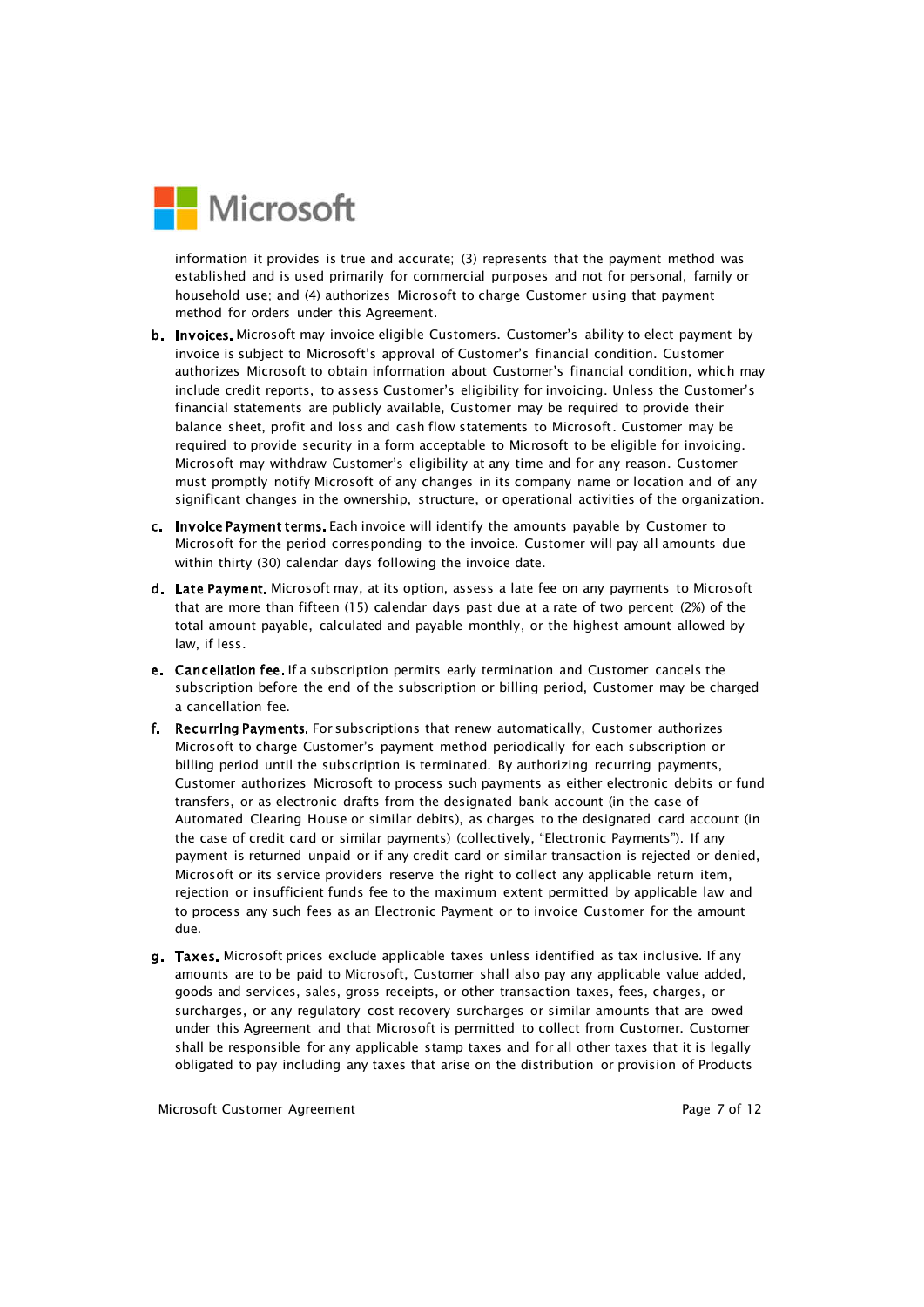information it provides is true and accurate; (3) represents that the payment method was established and is used primarily for commercial purposes and not for personal, family or household use; and (4) authorizes Microsoft to charge Customer using that payment method for orders under this Agreement.

b. **Invoices.** Microsoft may invoice eligible Customers. Customer's ability to elect payment by invoice is subject to Microsoft's approval of Customer's financial condition. Customer authorizes Microsoft to obtain information about Customer's financial condition, which may include credit reports, to assess Customer's eligibility for invoicing. Unless the Customer's financial statements are publicly available, Customer may be required to provide their balance sheet, profit and loss and cash flow statements to Microsoft. Customer may be required to provide security in a form acceptable to Microsoft to be eligible for invoicing. Microsoft may withdraw Customer's eligibility at any time and for any reason. Customer must promptly notify Microsoft of any changes in its company name or location and of any significant changes in the ownership, structure, or operational activities of the organization.

c. **Invoice Payment terms.** Each invoice will identify the amounts payable by Customer to Microsoft for the period corresponding to the invoice. Customer will pay all amounts due within thirty (30) calendar days following the invoice date.

d. **Late Payment.** Microsoft may, at its option, assess a late fee on any payments to Microsoft that are more than fifteen (15) calendar days past due at a rate of two percent (2%) of the total amount payable, calculated and payable monthly, or the highest amount allowed by law, if less.

e. **Cancellation fee.** If a subscription permits early termination and Customer cancels the subscription before the end of the subscription or billing period, Customer may be charged a cancellation fee.

f. **Recurring Payments.** For subscriptions that renew automatically, Customer authorizes Microsoft to charge Customer's payment method periodically for each subscription or billing period until the subscription is terminated. By authorizing recurring payments, Customer authorizes Microsoft to process such payments as either electronic debits or fund transfers, or as electronic drafts from the designated bank account (in the case of Automated Clearing House or similar debits), as charges to the designated card account (in the case of credit card or similar payments) (collectively, "Electronic Payments"). If any payment is returned unpaid or if any credit card or similar transaction is rejected or denied, Microsoft or its service providers reserve the right to collect any applicable return item, rejection or insufficient funds fee to the maximum extent permitted by applicable law and to process any such fees as an Electronic Payment or to invoice Customer for the amount due.

g. **Taxes.** Microsoft prices exclude applicable taxes unless identified as tax inclusive. If any amounts are to be paid to Microsoft, Customer shall also pay any applicable value added, goods and services, sales, gross receipts, or other transaction taxes, fees, charges, or surcharges, or any regulatory cost recovery surcharges or similar amounts that are owed under this Agreement and that Microsoft is permitted to collect from Customer. Customer shall be responsible for any applicable stamp taxes and for all other taxes that it is legally obligated to pay including any taxes that arise on the distribution or provision of Products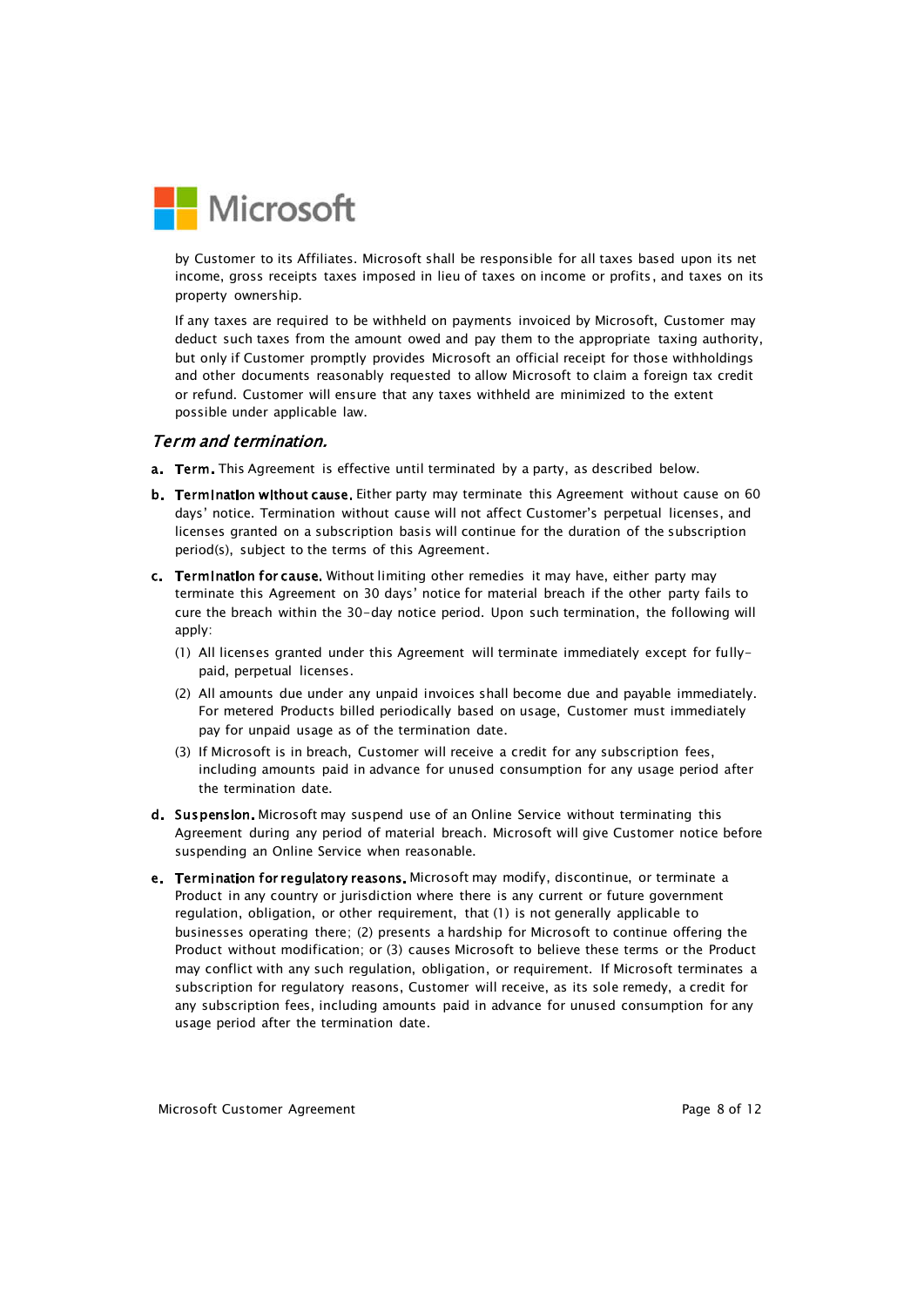by Customer to its Affiliates. Microsoft shall be responsible for all taxes based upon its net income, gross receipts taxes imposed in lieu of taxes on income or profits, and taxes on its property ownership.

If any taxes are required to be withheld on payments invoiced by Microsoft, Customer may deduct such taxes from the amount owed and pay them to the appropriate taxing authority, but only if Customer promptly provides Microsoft an official receipt for those withholdings and other documents reasonably requested to allow Microsoft to claim a foreign tax credit or refund. Customer will ensure that any taxes withheld are minimized to the extent possible under applicable law.

## *Term and termination.*

**a. Term.** This Agreement is effective until terminated by a party, as described below.

**b. Termination without cause.** Either party may terminate this Agreement without cause on 60 days' notice. Termination without cause will not affect Customer's perpetual licenses, and licenses granted on a subscription basis will continue for the duration of the subscription period(s), subject to the terms of this Agreement.

**c. Termination for cause.** Without limiting other remedies it may have, either party may terminate this Agreement on 30 days' notice for material breach if the other party fails to cure the breach within the 30-day notice period. Upon such termination, the following will apply:

(1) All licenses granted under this Agreement will terminate immediately except for fully-paid, perpetual licenses.

(2) All amounts due under any unpaid invoices shall become due and payable immediately. For metered Products billed periodically based on usage, Customer must immediately pay for unpaid usage as of the termination date.

(3) If Microsoft is in breach, Customer will receive a credit for any subscription fees, including amounts paid in advance for unused consumption for any usage period after the termination date.

**d. Suspension.** Microsoft may suspend use of an Online Service without terminating this Agreement during any period of material breach. Microsoft will give Customer notice before suspending an Online Service when reasonable.

**e. Termination for regulatory reasons.** Microsoft may modify, discontinue, or terminate a Product in any country or jurisdiction where there is any current or future government regulation, obligation, or other requirement, that (1) is not generally applicable to businesses operating there; (2) presents a hardship for Microsoft to continue offering the Product without modification; or (3) causes Microsoft to believe these terms or the Product may conflict with any such regulation, obligation, or requirement. If Microsoft terminates a subscription for regulatory reasons, Customer will receive, as its sole remedy, a credit for any subscription fees, including amounts paid in advance for unused consumption for any usage period after the termination date.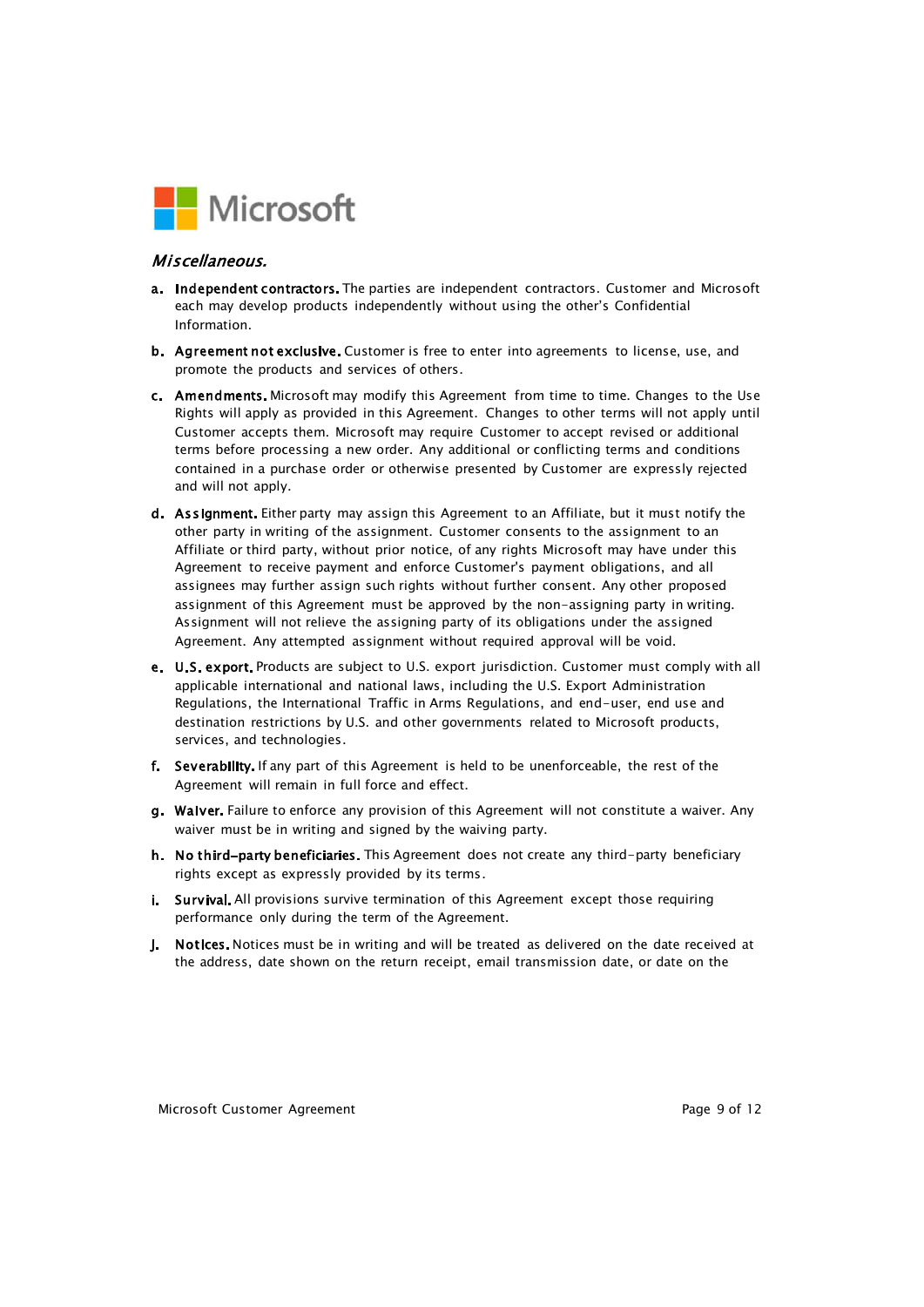*Miscellaneous.*

a. **Independent contractors.** The parties are independent contractors. Customer and Microsoft each may develop products independently without using the other's Confidential Information.

b. **Agreement not exclusive.** Customer is free to enter into agreements to license, use, and promote the products and services of others.

c. **Amendments.** Microsoft may modify this Agreement from time to time. Changes to the Use Rights will apply as provided in this Agreement. Changes to other terms will not apply until Customer accepts them. Microsoft may require Customer to accept revised or additional terms before processing a new order. Any additional or conflicting terms and conditions contained in a purchase order or otherwise presented by Customer are expressly rejected and will not apply.

d. **Assignment.** Either party may assign this Agreement to an Affiliate, but it must notify the other party in writing of the assignment. Customer consents to the assignment to an Affiliate or third party, without prior notice, of any rights Microsoft may have under this Agreement to receive payment and enforce Customer's payment obligations, and all assignees may further assign such rights without further consent. Any other proposed assignment of this Agreement must be approved by the non-assigning party in writing. Assignment will not relieve the assigning party of its obligations under the assigned Agreement. Any attempted assignment without required approval will be void.

e. **U.S. export.** Products are subject to U.S. export jurisdiction. Customer must comply with all applicable international and national laws, including the U.S. Export Administration Regulations, the International Traffic in Arms Regulations, and end-user, end use and destination restrictions by U.S. and other governments related to Microsoft products, services, and technologies.

f. **Severability.** If any part of this Agreement is held to be unenforceable, the rest of the Agreement will remain in full force and effect.

g. **Waiver.** Failure to enforce any provision of this Agreement will not constitute a waiver. Any waiver must be in writing and signed by the waiving party.

h. **No third-party beneficiaries.** This Agreement does not create any third-party beneficiary rights except as expressly provided by its terms.

i. **Survival.** All provisions survive termination of this Agreement except those requiring performance only during the term of the Agreement.

j. **Notices.** Notices must be in writing and will be treated as delivered on the date received at the address, date shown on the return receipt, email transmission date, or date on the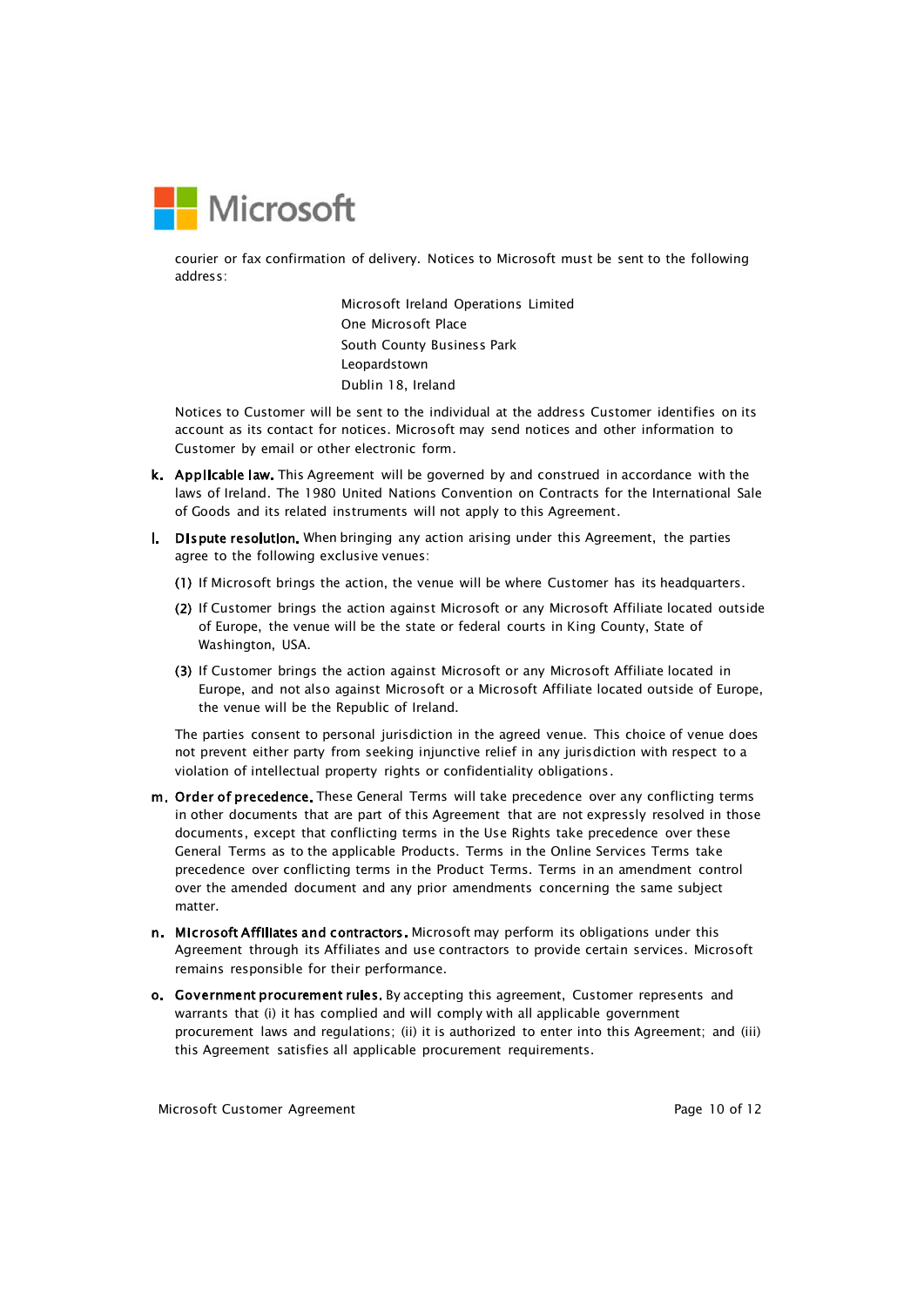courier or fax confirmation of delivery. Notices to Microsoft must be sent to the following address:

Microsoft Ireland Operations Limited
One Microsoft Place
South County Business Park
Leopardstown
Dublin 18, Ireland

Notices to Customer will be sent to the individual at the address Customer identifies on its account as its contact for notices. Microsoft may send notices and other information to Customer by email or other electronic form.

**k. Applicable law.** This Agreement will be governed by and construed in accordance with the laws of Ireland. The 1980 United Nations Convention on Contracts for the International Sale of Goods and its related instruments will not apply to this Agreement.

**l. Dispute resolution.** When bringing any action arising under this Agreement, the parties agree to the following exclusive venues:

**(1)** If Microsoft brings the action, the venue will be where Customer has its headquarters.

**(2)** If Customer brings the action against Microsoft or any Microsoft Affiliate located outside of Europe, the venue will be the state or federal courts in King County, State of Washington, USA.

**(3)** If Customer brings the action against Microsoft or any Microsoft Affiliate located in Europe, and not also against Microsoft or a Microsoft Affiliate located outside of Europe, the venue will be the Republic of Ireland.

The parties consent to personal jurisdiction in the agreed venue. This choice of venue does not prevent either party from seeking injunctive relief in any jurisdiction with respect to a violation of intellectual property rights or confidentiality obligations.

**m. Order of precedence.** These General Terms will take precedence over any conflicting terms in other documents that are part of this Agreement that are not expressly resolved in those documents, except that conflicting terms in the Use Rights take precedence over these General Terms as to the applicable Products. Terms in the Online Services Terms take precedence over conflicting terms in the Product Terms. Terms in an amendment control over the amended document and any prior amendments concerning the same subject matter.

**n. Microsoft Affiliates and contractors.** Microsoft may perform its obligations under this Agreement through its Affiliates and use contractors to provide certain services. Microsoft remains responsible for their performance.

**o. Government procurement rules.** By accepting this agreement, Customer represents and warrants that (i) it has complied and will comply with all applicable government procurement laws and regulations; (ii) it is authorized to enter into this Agreement; and (iii) this Agreement satisfies all applicable procurement requirements.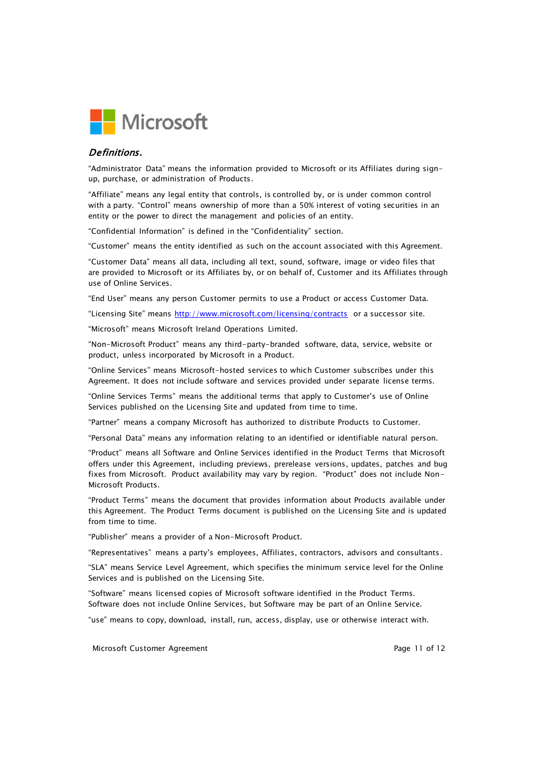## *Definitions.*

"Administrator Data" means the information provided to Microsoft or its Affiliates during sign-up, purchase, or administration of Products.

"Affiliate" means any legal entity that controls, is controlled by, or is under common control with a party. "Control" means ownership of more than a 50% interest of voting securities in an entity or the power to direct the management and policies of an entity.

"Confidential Information" is defined in the "Confidentiality" section.

"Customer" means the entity identified as such on the account associated with this Agreement.

"Customer Data" means all data, including all text, sound, software, image or video files that are provided to Microsoft or its Affiliates by, or on behalf of, Customer and its Affiliates through use of Online Services.

"End User" means any person Customer permits to use a Product or access Customer Data.

"Licensing Site" means [http://www.microsoft.com/licensing/contracts](http://www.microsoft.com/licensing/contracts) or a successor site.

"Microsoft" means Microsoft Ireland Operations Limited.

"Non-Microsoft Product" means any third-party-branded software, data, service, website or product, unless incorporated by Microsoft in a Product.

"Online Services" means Microsoft-hosted services to which Customer subscribes under this Agreement. It does not include software and services provided under separate license terms.

"Online Services Terms" means the additional terms that apply to Customer's use of Online Services published on the Licensing Site and updated from time to time.

"Partner" means a company Microsoft has authorized to distribute Products to Customer.

"Personal Data" means any information relating to an identified or identifiable natural person.

"Product" means all Software and Online Services identified in the Product Terms that Microsoft offers under this Agreement, including previews, prerelease versions, updates, patches and bug fixes from Microsoft. Product availability may vary by region. "Product" does not include Non-Microsoft Products.

"Product Terms" means the document that provides information about Products available under this Agreement. The Product Terms document is published on the Licensing Site and is updated from time to time.

"Publisher" means a provider of a Non-Microsoft Product.

"Representatives" means a party's employees, Affiliates, contractors, advisors and consultants.

"SLA" means Service Level Agreement, which specifies the minimum service level for the Online Services and is published on the Licensing Site.

"Software" means licensed copies of Microsoft software identified in the Product Terms. Software does not include Online Services, but Software may be part of an Online Service.

"use" means to copy, download, install, run, access, display, use or otherwise interact with.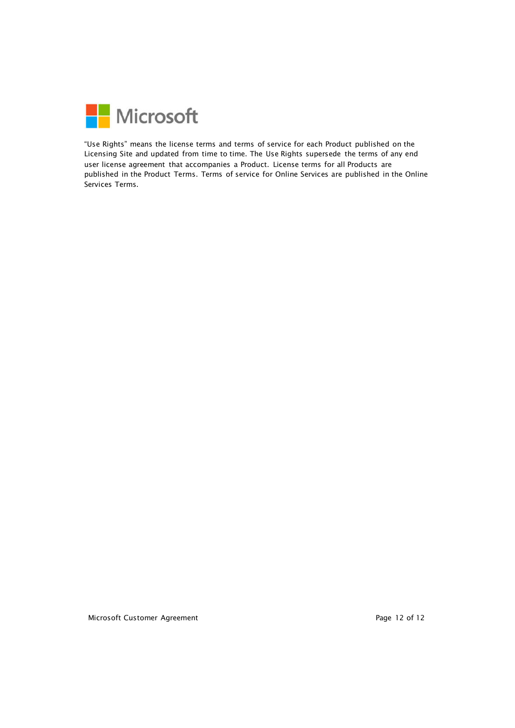"Use Rights" means the license terms and terms of service for each Product published on the Licensing Site and updated from time to time. The Use Rights supersede the terms of any end user license agreement that accompanies a Product. License terms for all Products are published in the Product Terms. Terms of service for Online Services are published in the Online Services Terms.